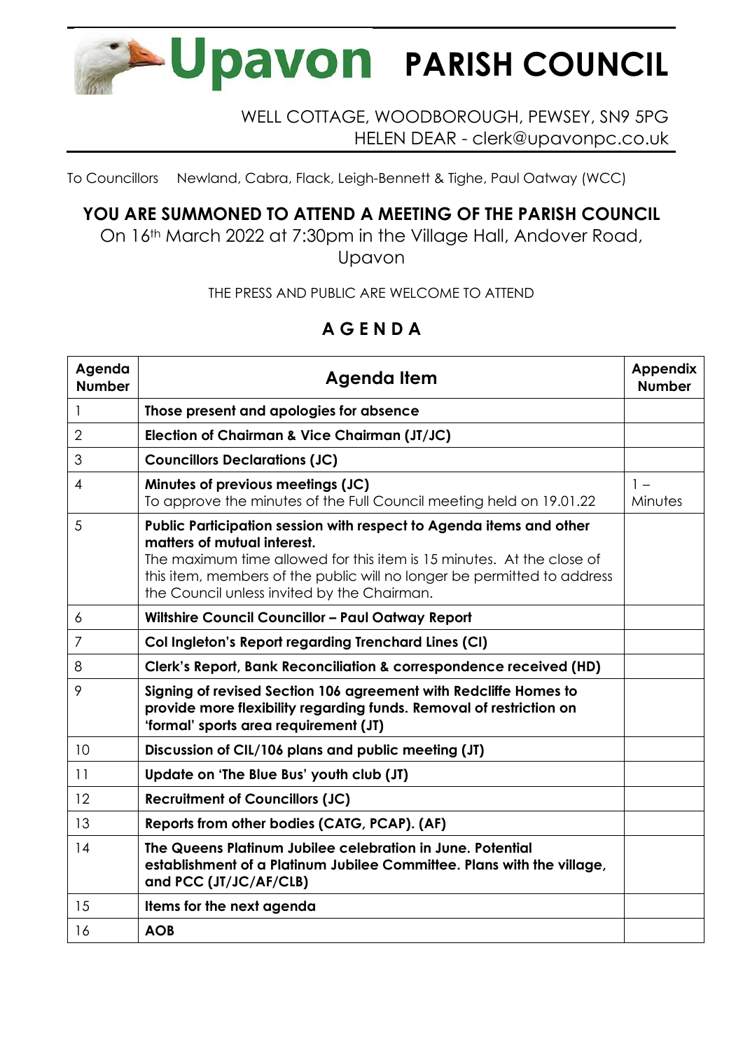# Upavon PARISH COUNCIL

WELL COTTAGE, WOODBOROUGH, PEWSEY, SN9 5PG
HELEN DEAR - clerk@upavonpc.co.uk

To Councillors Newland, Cabra, Flack, Leigh-Bennett & Tighe, Paul Oatway (WCC)

## YOU ARE SUMMONED TO ATTEND A MEETING OF THE PARISH COUNCIL

On 16th March 2022 at 7:30pm in the Village Hall, Andover Road, Upavon

THE PRESS AND PUBLIC ARE WELCOME TO ATTEND

## A G E N D A

| Agenda Number | Agenda Item | Appendix Number |
|---|---|---|
| 1 | **Those present and apologies for absence** | |
| 2 | **Election of Chairman & Vice Chairman (JT/JC)** | |
| 3 | **Councillors Declarations (JC)** | |
| 4 | **Minutes of previous meetings (JC)**<br>To approve the minutes of the Full Council meeting held on 19.01.22 | 1 – Minutes |
| 5 | **Public Participation session with respect to Agenda items and other matters of mutual interest.**<br>The maximum time allowed for this item is 15 minutes. At the close of this item, members of the public will no longer be permitted to address the Council unless invited by the Chairman. | |
| 6 | **Wiltshire Council Councillor – Paul Oatway Report** | |
| 7 | **Col Ingleton's Report regarding Trenchard Lines (CI)** | |
| 8 | **Clerk's Report, Bank Reconciliation & correspondence received (HD)** | |
| 9 | **Signing of revised Section 106 agreement with Redcliffe Homes to provide more flexibility regarding funds. Removal of restriction on 'formal' sports area requirement (JT)** | |
| 10 | **Discussion of CIL/106 plans and public meeting (JT)** | |
| 11 | **Update on 'The Blue Bus' youth club (JT)** | |
| 12 | **Recruitment of Councillors (JC)** | |
| 13 | **Reports from other bodies (CATG, PCAP). (AF)** | |
| 14 | **The Queens Platinum Jubilee celebration in June. Potential establishment of a Platinum Jubilee Committee. Plans with the village, and PCC (JT/JC/AF/CLB)** | |
| 15 | **Items for the next agenda** | |
| 16 | **AOB** | |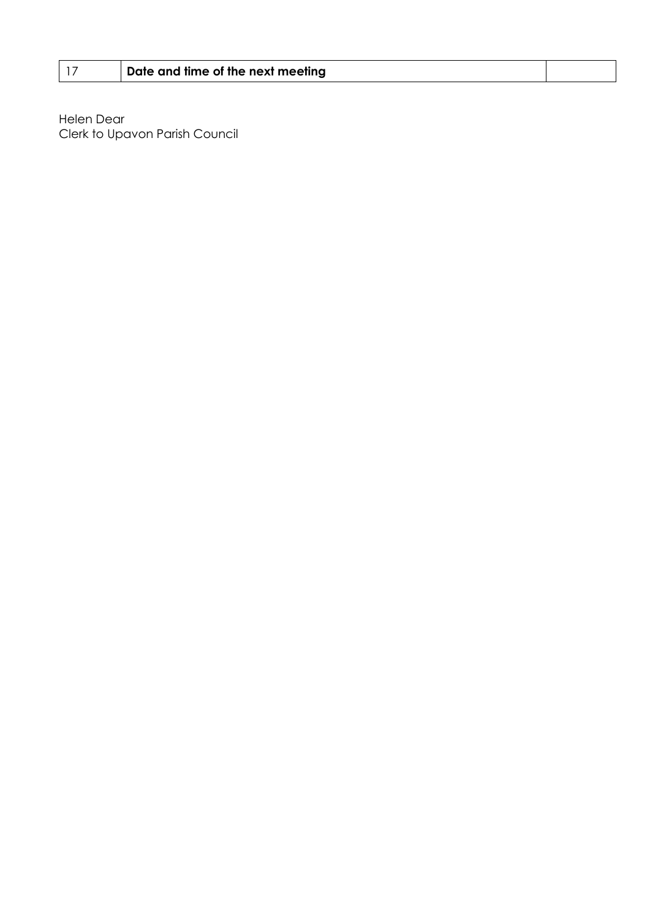| | | |
|---|---|---|
| 17 | **Date and time of the next meeting** | |

Helen Dear
Clerk to Upavon Parish Council